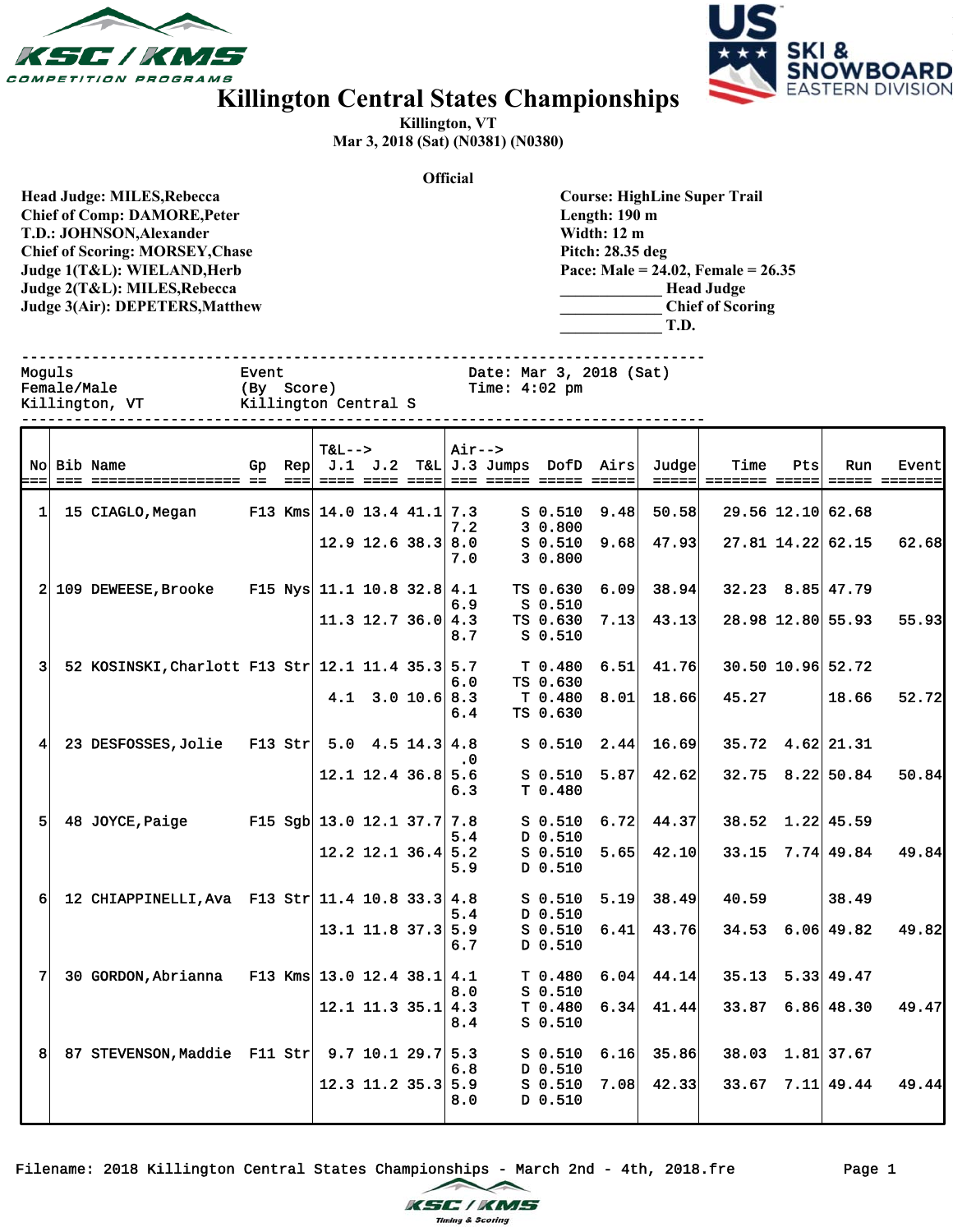# Killington Central States Championships

Killington, VT
Mar 3, 2018 (Sat) (N0381) (N0380)

**Official**

**Head Judge: MILES,Rebecca**
**Chief of Comp: DAMORE,Peter**
**T.D.: JOHNSON,Alexander**
**Chief of Scoring: MORSEY,Chase**
**Judge 1(T&L): WIELAND,Herb**
**Judge 2(T&L): MILES,Rebecca**
**Judge 3(Air): DEPETERS,Matthew**

**Course: HighLine Super Trail**
**Length: 190 m**
**Width: 12 m**
**Pitch: 28.35 deg**
**Pace: Male = 24.02, Female = 26.35**
_____________ **Head Judge**
_____________ **Chief of Scoring**
_____________ **T.D.**

```
Moguls              Event               Date: Mar 3, 2018 (Sat)
Female/Male         (By  Score)         Time: 4:02 pm
Killington, VT      Killington Central S
```

| No | Bib | Name | Gp | Rep | T&L--> J.1 | J.2 | T&L | Air--> J.3 | Jumps | DofD | Airs | Judge | Time | Pts | Run | Event |
|---|---|---|---|---|---|---|---|---|---|---|---|---|---|---|---|---|
| 1 | 15 | CIAGLO,Megan | F13 | Kms | 14.0 | 13.4 | 41.1 | 7.3 | S | 0.510 | 9.48 | 50.58 | 29.56 | 12.10 | 62.68 | |
| | | | | | | | | 7.2 | 3 | 0.800 | | | | | | |
| | | | | | 12.9 | 12.6 | 38.3 | 8.0 | S | 0.510 | 9.68 | 47.93 | 27.81 | 14.22 | 62.15 | 62.68 |
| | | | | | | | | 7.0 | 3 | 0.800 | | | | | | |
| 2 | 109 | DEWEESE,Brooke | F15 | Nys | 11.1 | 10.8 | 32.8 | 4.1 | TS | 0.630 | 6.09 | 38.94 | 32.23 | 8.85 | 47.79 | |
| | | | | | | | | 6.9 | S | 0.510 | | | | | | |
| | | | | | 11.3 | 12.7 | 36.0 | 4.3 | TS | 0.630 | 7.13 | 43.13 | 28.98 | 12.80 | 55.93 | 55.93 |
| | | | | | | | | 8.7 | S | 0.510 | | | | | | |
| 3 | 52 | KOSINSKI,Charlott | F13 | Str | 12.1 | 11.4 | 35.3 | 5.7 | T | 0.480 | 6.51 | 41.76 | 30.50 | 10.96 | 52.72 | |
| | | | | | | | | 6.0 | TS | 0.630 | | | | | | |
| | | | | | 4.1 | 3.0 | 10.6 | 8.3 | T | 0.480 | 8.01 | 18.66 | 45.27 | | 18.66 | 52.72 |
| | | | | | | | | 6.4 | TS | 0.630 | | | | | | |
| 4 | 23 | DESFOSSES,Jolie | F13 | Str | 5.0 | 4.5 | 14.3 | 4.8 | S | 0.510 | 2.44 | 16.69 | 35.72 | 4.62 | 21.31 | |
| | | | | | | | | .0 | | | | | | | | |
| | | | | | 12.1 | 12.4 | 36.8 | 5.6 | S | 0.510 | 5.87 | 42.62 | 32.75 | 8.22 | 50.84 | 50.84 |
| | | | | | | | | 6.3 | T | 0.480 | | | | | | |
| 5 | 48 | JOYCE,Paige | F15 | Sgb | 13.0 | 12.1 | 37.7 | 7.8 | S | 0.510 | 6.72 | 44.37 | 38.52 | 1.22 | 45.59 | |
| | | | | | | | | 5.4 | D | 0.510 | | | | | | |
| | | | | | 12.2 | 12.1 | 36.4 | 5.2 | S | 0.510 | 5.65 | 42.10 | 33.15 | 7.74 | 49.84 | 49.84 |
| | | | | | | | | 5.9 | D | 0.510 | | | | | | |
| 6 | 12 | CHIAPPINELLI,Ava | F13 | Str | 11.4 | 10.8 | 33.3 | 4.8 | S | 0.510 | 5.19 | 38.49 | 40.59 | | 38.49 | |
| | | | | | | | | 5.4 | D | 0.510 | | | | | | |
| | | | | | 13.1 | 11.8 | 37.3 | 5.9 | S | 0.510 | 6.41 | 43.76 | 34.53 | 6.06 | 49.82 | 49.82 |
| | | | | | | | | 6.7 | D | 0.510 | | | | | | |
| 7 | 30 | GORDON,Abrianna | F13 | Kms | 13.0 | 12.4 | 38.1 | 4.1 | T | 0.480 | 6.04 | 44.14 | 35.13 | 5.33 | 49.47 | |
| | | | | | | | | 8.0 | S | 0.510 | | | | | | |
| | | | | | 12.1 | 11.3 | 35.1 | 4.3 | T | 0.480 | 6.34 | 41.44 | 33.87 | 6.86 | 48.30 | 49.47 |
| | | | | | | | | 8.4 | S | 0.510 | | | | | | |
| 8 | 87 | STEVENSON,Maddie | F11 | Str | 9.7 | 10.1 | 29.7 | 5.3 | S | 0.510 | 6.16 | 35.86 | 38.03 | 1.81 | 37.67 | |
| | | | | | | | | 6.8 | D | 0.510 | | | | | | |
| | | | | | 12.3 | 11.2 | 35.3 | 5.9 | S | 0.510 | 7.08 | 42.33 | 33.67 | 7.11 | 49.44 | 49.44 |
| | | | | | | | | 8.0 | D | 0.510 | | | | | | |

Filename: 2018 Killington Central States Championships - March 2nd - 4th, 2018.fre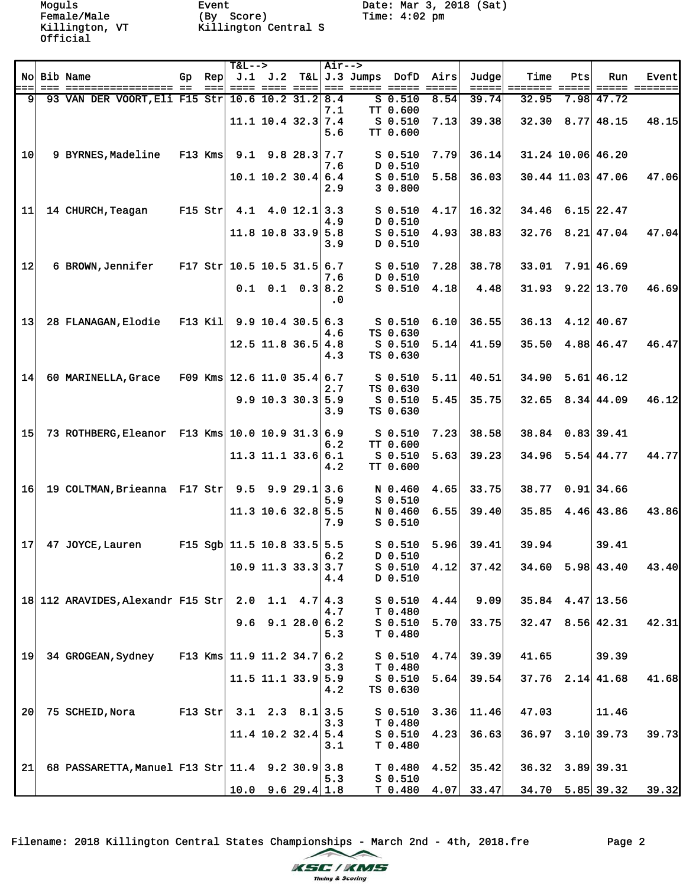Moguls
Female/Male
Killington, VT
Official

Event
(By Score)
Killington Central S

Date: Mar 3, 2018 (Sat)
Time: 4:02 pm

| No | Bib | Name | Gp | Rep | T&L--> J.1 | J.2 | T&L | Air--> J.3 | Jumps | DofD | Airs | Judge | Time | Pts | Run | Event |
|---|---|---|---|---|---|---|---|---|---|---|---|---|---|---|---|---|
| 9 | 93 | VAN DER VOORT,Eli | F15 | Str | 10.6 | 10.2 | 31.2 | 8.4 | S | 0.510 | 8.54 | 39.74 | 32.95 | 7.98 | 47.72 | |
| | | | | | | | | 7.1 | TT | 0.600 | | | | | | |
| | | | | | 11.1 | 10.4 | 32.3 | 7.4 | S | 0.510 | 7.13 | 39.38 | 32.30 | 8.77 | 48.15 | 48.15 |
| | | | | | | | | 5.6 | TT | 0.600 | | | | | | |
| 10 | 9 | BYRNES,Madeline | F13 | Kms | 9.1 | 9.8 | 28.3 | 7.7 | S | 0.510 | 7.79 | 36.14 | 31.24 | 10.06 | 46.20 | |
| | | | | | | | | 7.6 | D | 0.510 | | | | | | |
| | | | | | 10.1 | 10.2 | 30.4 | 6.4 | S | 0.510 | 5.58 | 36.03 | 30.44 | 11.03 | 47.06 | 47.06 |
| | | | | | | | | 2.9 | 3 | 0.800 | | | | | | |
| 11 | 14 | CHURCH,Teagan | F15 | Str | 4.1 | 4.0 | 12.1 | 3.3 | S | 0.510 | 4.17 | 16.32 | 34.46 | 6.15 | 22.47 | |
| | | | | | | | | 4.9 | D | 0.510 | | | | | | |
| | | | | | 11.8 | 10.8 | 33.9 | 5.8 | S | 0.510 | 4.93 | 38.83 | 32.76 | 8.21 | 47.04 | 47.04 |
| | | | | | | | | 3.9 | D | 0.510 | | | | | | |
| 12 | 6 | BROWN,Jennifer | F17 | Str | 10.5 | 10.5 | 31.5 | 6.7 | S | 0.510 | 7.28 | 38.78 | 33.01 | 7.91 | 46.69 | |
| | | | | | | | | 7.6 | D | 0.510 | | | | | | |
| | | | | | 0.1 | 0.1 | 0.3 | 8.2 | S | 0.510 | 4.18 | 4.48 | 31.93 | 9.22 | 13.70 | 46.69 |
| | | | | | | | | .0 | | | | | | | | |
| 13 | 28 | FLANAGAN,Elodie | F13 | Kil | 9.9 | 10.4 | 30.5 | 6.3 | S | 0.510 | 6.10 | 36.55 | 36.13 | 4.12 | 40.67 | |
| | | | | | | | | 4.6 | TS | 0.630 | | | | | | |
| | | | | | 12.5 | 11.8 | 36.5 | 4.8 | S | 0.510 | 5.14 | 41.59 | 35.50 | 4.88 | 46.47 | 46.47 |
| | | | | | | | | 4.3 | TS | 0.630 | | | | | | |
| 14 | 60 | MARINELLA,Grace | F09 | Kms | 12.6 | 11.0 | 35.4 | 6.7 | S | 0.510 | 5.11 | 40.51 | 34.90 | 5.61 | 46.12 | |
| | | | | | | | | 2.7 | TS | 0.630 | | | | | | |
| | | | | | 9.9 | 10.3 | 30.3 | 5.9 | S | 0.510 | 5.45 | 35.75 | 32.65 | 8.34 | 44.09 | 46.12 |
| | | | | | | | | 3.9 | TS | 0.630 | | | | | | |
| 15 | 73 | ROTHBERG,Eleanor | F13 | Kms | 10.0 | 10.9 | 31.3 | 6.9 | S | 0.510 | 7.23 | 38.58 | 38.84 | 0.83 | 39.41 | |
| | | | | | | | | 6.2 | TT | 0.600 | | | | | | |
| | | | | | 11.3 | 11.1 | 33.6 | 6.1 | S | 0.510 | 5.63 | 39.23 | 34.96 | 5.54 | 44.77 | 44.77 |
| | | | | | | | | 4.2 | TT | 0.600 | | | | | | |
| 16 | 19 | COLTMAN,Brieanna | F17 | Str | 9.5 | 9.9 | 29.1 | 3.6 | N | 0.460 | 4.65 | 33.75 | 38.77 | 0.91 | 34.66 | |
| | | | | | | | | 5.9 | S | 0.510 | | | | | | |
| | | | | | 11.3 | 10.6 | 32.8 | 5.5 | N | 0.460 | 6.55 | 39.40 | 35.85 | 4.46 | 43.86 | 43.86 |
| | | | | | | | | 7.9 | S | 0.510 | | | | | | |
| 17 | 47 | JOYCE,Lauren | F15 | Sgb | 11.5 | 10.8 | 33.5 | 5.5 | S | 0.510 | 5.96 | 39.41 | 39.94 | | 39.41 | |
| | | | | | | | | 6.2 | D | 0.510 | | | | | | |
| | | | | | 10.9 | 11.3 | 33.3 | 3.7 | S | 0.510 | 4.12 | 37.42 | 34.60 | 5.98 | 43.40 | 43.40 |
| | | | | | | | | 4.4 | D | 0.510 | | | | | | |
| 18 | 112 | ARAVIDES,Alexandr | F15 | Str | 2.0 | 1.1 | 4.7 | 4.3 | S | 0.510 | 4.44 | 9.09 | 35.84 | 4.47 | 13.56 | |
| | | | | | | | | 4.7 | T | 0.480 | | | | | | |
| | | | | | 9.6 | 9.1 | 28.0 | 6.2 | S | 0.510 | 5.70 | 33.75 | 32.47 | 8.56 | 42.31 | 42.31 |
| | | | | | | | | 5.3 | T | 0.480 | | | | | | |
| 19 | 34 | GROGEAN,Sydney | F13 | Kms | 11.9 | 11.2 | 34.7 | 6.2 | S | 0.510 | 4.74 | 39.39 | 41.65 | | 39.39 | |
| | | | | | | | | 3.3 | T | 0.480 | | | | | | |
| | | | | | 11.5 | 11.1 | 33.9 | 5.9 | S | 0.510 | 5.64 | 39.54 | 37.76 | 2.14 | 41.68 | 41.68 |
| | | | | | | | | 4.2 | TS | 0.630 | | | | | | |
| 20 | 75 | SCHEID,Nora | F13 | Str | 3.1 | 2.3 | 8.1 | 3.5 | S | 0.510 | 3.36 | 11.46 | 47.03 | | 11.46 | |
| | | | | | | | | 3.3 | T | 0.480 | | | | | | |
| | | | | | 11.4 | 10.2 | 32.4 | 5.4 | S | 0.510 | 4.23 | 36.63 | 36.97 | 3.10 | 39.73 | 39.73 |
| | | | | | | | | 3.1 | T | 0.480 | | | | | | |
| 21 | 68 | PASSARETTA,Manuel | F13 | Str | 11.4 | 9.2 | 30.9 | 3.8 | T | 0.480 | 4.52 | 35.42 | 36.32 | 3.89 | 39.31 | |
| | | | | | | | | 5.3 | S | 0.510 | | | | | | |
| | | | | | 10.0 | 9.6 | 29.4 | 1.8 | T | 0.480 | 4.07 | 33.47 | 34.70 | 5.85 | 39.32 | 39.32 |

Filename: 2018 Killington Central States Championships - March 2nd - 4th, 2018.fre

KSC / KMS Timing & Scoring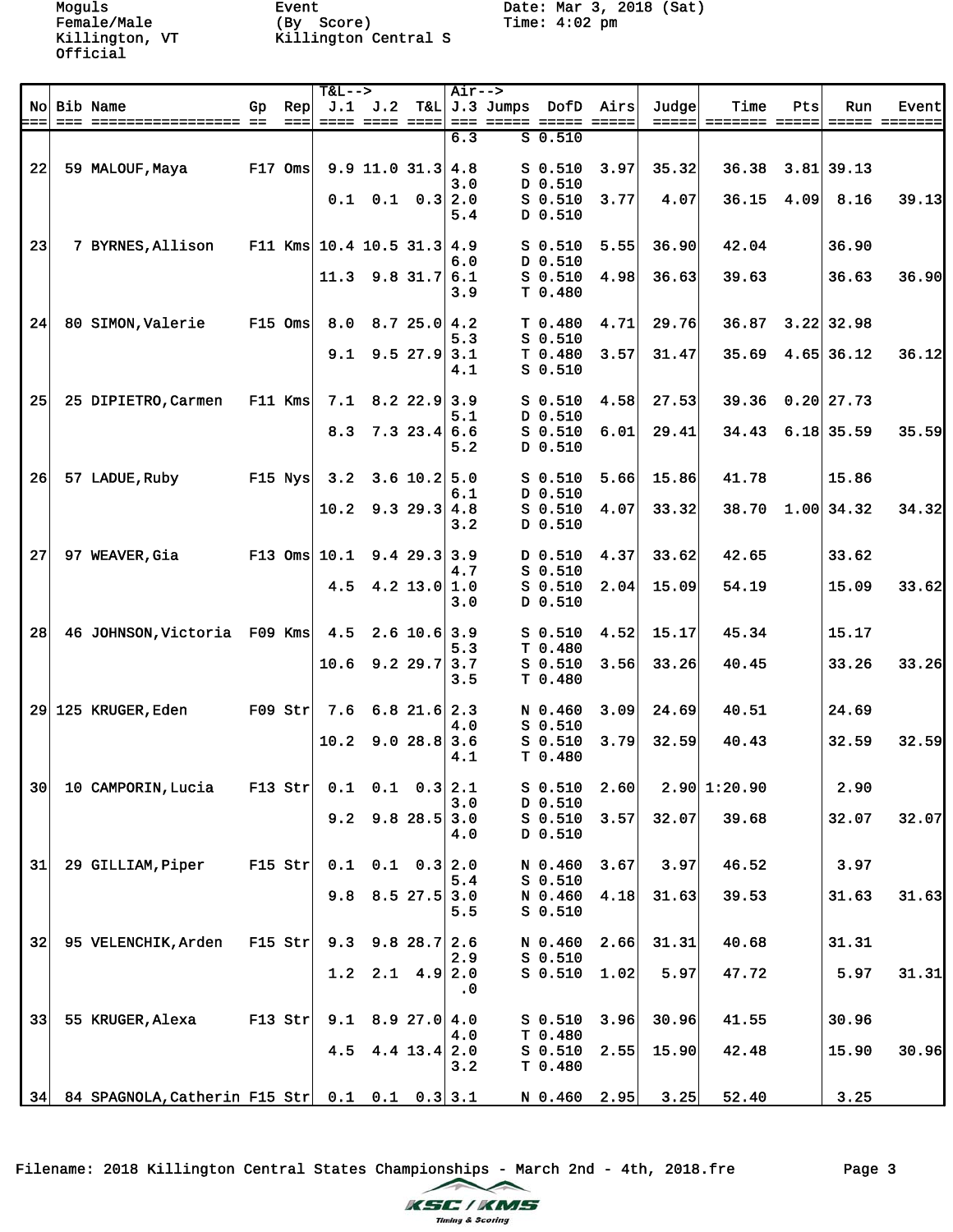Moguls
Female/Male
Killington, VT
Official

Event
(By Score)
Killington Central S

Date: Mar 3, 2018 (Sat)
Time: 4:02 pm

| No | Bib | Name | Gp | Rep | T&L--> J.1 | J.2 | T&L | Air--> J.3 | Jumps | DofD | Airs | Judge | Time | Pts | Run | Event |
|---|---|---|---|---|---|---|---|---|---|---|---|---|---|---|---|---|
| | | | | | | | | 6.3 | S | 0.510 | | | | | | |
| 22 | 59 | MALOUF, Maya | F17 | Oms | 9.9 | 11.0 | 31.3 | 4.8 | S | 0.510 | 3.97 | 35.32 | 36.38 | 3.81 | 39.13 | |
| | | | | | | | | 3.0 | D | 0.510 | | | | | | |
| | | | | | 0.1 | 0.1 | 0.3 | 2.0 | S | 0.510 | 3.77 | 4.07 | 36.15 | 4.09 | 8.16 | 39.13 |
| | | | | | | | | 5.4 | D | 0.510 | | | | | | |
| 23 | 7 | BYRNES, Allison | F11 | Kms | 10.4 | 10.5 | 31.3 | 4.9 | S | 0.510 | 5.55 | 36.90 | 42.04 | | 36.90 | |
| | | | | | | | | 6.0 | D | 0.510 | | | | | | |
| | | | | | 11.3 | 9.8 | 31.7 | 6.1 | S | 0.510 | 4.98 | 36.63 | 39.63 | | 36.63 | 36.90 |
| | | | | | | | | 3.9 | T | 0.480 | | | | | | |
| 24 | 80 | SIMON, Valerie | F15 | Oms | 8.0 | 8.7 | 25.0 | 4.2 | T | 0.480 | 4.71 | 29.76 | 36.87 | 3.22 | 32.98 | |
| | | | | | | | | 5.3 | S | 0.510 | | | | | | |
| | | | | | 9.1 | 9.5 | 27.9 | 3.1 | T | 0.480 | 3.57 | 31.47 | 35.69 | 4.65 | 36.12 | 36.12 |
| | | | | | | | | 4.1 | S | 0.510 | | | | | | |
| 25 | 25 | DIPIETRO, Carmen | F11 | Kms | 7.1 | 8.2 | 22.9 | 3.9 | S | 0.510 | 4.58 | 27.53 | 39.36 | 0.20 | 27.73 | |
| | | | | | | | | 5.1 | D | 0.510 | | | | | | |
| | | | | | 8.3 | 7.3 | 23.4 | 6.6 | S | 0.510 | 6.01 | 29.41 | 34.43 | 6.18 | 35.59 | 35.59 |
| | | | | | | | | 5.2 | D | 0.510 | | | | | | |
| 26 | 57 | LADUE, Ruby | F15 | Nys | 3.2 | 3.6 | 10.2 | 5.0 | S | 0.510 | 5.66 | 15.86 | 41.78 | | 15.86 | |
| | | | | | | | | 6.1 | D | 0.510 | | | | | | |
| | | | | | 10.2 | 9.3 | 29.3 | 4.8 | S | 0.510 | 4.07 | 33.32 | 38.70 | 1.00 | 34.32 | 34.32 |
| | | | | | | | | 3.2 | D | 0.510 | | | | | | |
| 27 | 97 | WEAVER, Gia | F13 | Oms | 10.1 | 9.4 | 29.3 | 3.9 | D | 0.510 | 4.37 | 33.62 | 42.65 | | 33.62 | |
| | | | | | | | | 4.7 | S | 0.510 | | | | | | |
| | | | | | 4.5 | 4.2 | 13.0 | 1.0 | S | 0.510 | 2.04 | 15.09 | 54.19 | | 15.09 | 33.62 |
| | | | | | | | | 3.0 | D | 0.510 | | | | | | |
| 28 | 46 | JOHNSON, Victoria | F09 | Kms | 4.5 | 2.6 | 10.6 | 3.9 | S | 0.510 | 4.52 | 15.17 | 45.34 | | 15.17 | |
| | | | | | | | | 5.3 | T | 0.480 | | | | | | |
| | | | | | 10.6 | 9.2 | 29.7 | 3.7 | S | 0.510 | 3.56 | 33.26 | 40.45 | | 33.26 | 33.26 |
| | | | | | | | | 3.5 | T | 0.480 | | | | | | |
| 29 | 125 | KRUGER, Eden | F09 | Str | 7.6 | 6.8 | 21.6 | 2.3 | N | 0.460 | 3.09 | 24.69 | 40.51 | | 24.69 | |
| | | | | | | | | 4.0 | S | 0.510 | | | | | | |
| | | | | | 10.2 | 9.0 | 28.8 | 3.6 | S | 0.510 | 3.79 | 32.59 | 40.43 | | 32.59 | 32.59 |
| | | | | | | | | 4.1 | T | 0.480 | | | | | | |
| 30 | 10 | CAMPORIN, Lucia | F13 | Str | 0.1 | 0.1 | 0.3 | 2.1 | S | 0.510 | 2.60 | 2.90 | 1:20.90 | | 2.90 | |
| | | | | | | | | 3.0 | D | 0.510 | | | | | | |
| | | | | | 9.2 | 9.8 | 28.5 | 3.0 | S | 0.510 | 3.57 | 32.07 | 39.68 | | 32.07 | 32.07 |
| | | | | | | | | 4.0 | D | 0.510 | | | | | | |
| 31 | 29 | GILLIAM, Piper | F15 | Str | 0.1 | 0.1 | 0.3 | 2.0 | N | 0.460 | 3.67 | 3.97 | 46.52 | | 3.97 | |
| | | | | | | | | 5.4 | S | 0.510 | | | | | | |
| | | | | | 9.8 | 8.5 | 27.5 | 3.0 | N | 0.460 | 4.18 | 31.63 | 39.53 | | 31.63 | 31.63 |
| | | | | | | | | 5.5 | S | 0.510 | | | | | | |
| 32 | 95 | VELENCHIK, Arden | F15 | Str | 9.3 | 9.8 | 28.7 | 2.6 | N | 0.460 | 2.66 | 31.31 | 40.68 | | 31.31 | |
| | | | | | | | | 2.9 | S | 0.510 | | | | | | |
| | | | | | 1.2 | 2.1 | 4.9 | 2.0 | S | 0.510 | 1.02 | 5.97 | 47.72 | | 5.97 | 31.31 |
| | | | | | | | | .0 | | | | | | | | |
| 33 | 55 | KRUGER, Alexa | F13 | Str | 9.1 | 8.9 | 27.0 | 4.0 | S | 0.510 | 3.96 | 30.96 | 41.55 | | 30.96 | |
| | | | | | | | | 4.0 | T | 0.480 | | | | | | |
| | | | | | 4.5 | 4.4 | 13.4 | 2.0 | S | 0.510 | 2.55 | 15.90 | 42.48 | | 15.90 | 30.96 |
| | | | | | | | | 3.2 | T | 0.480 | | | | | | |
| 34 | 84 | SPAGNOLA, Catherin | F15 | Str | 0.1 | 0.1 | 0.3 | 3.1 | N | 0.460 | 2.95 | 3.25 | 52.40 | | 3.25 | |

Filename: 2018 Killington Central States Championships - March 2nd - 4th, 2018.fre

KSC / KMS Timing & Scoring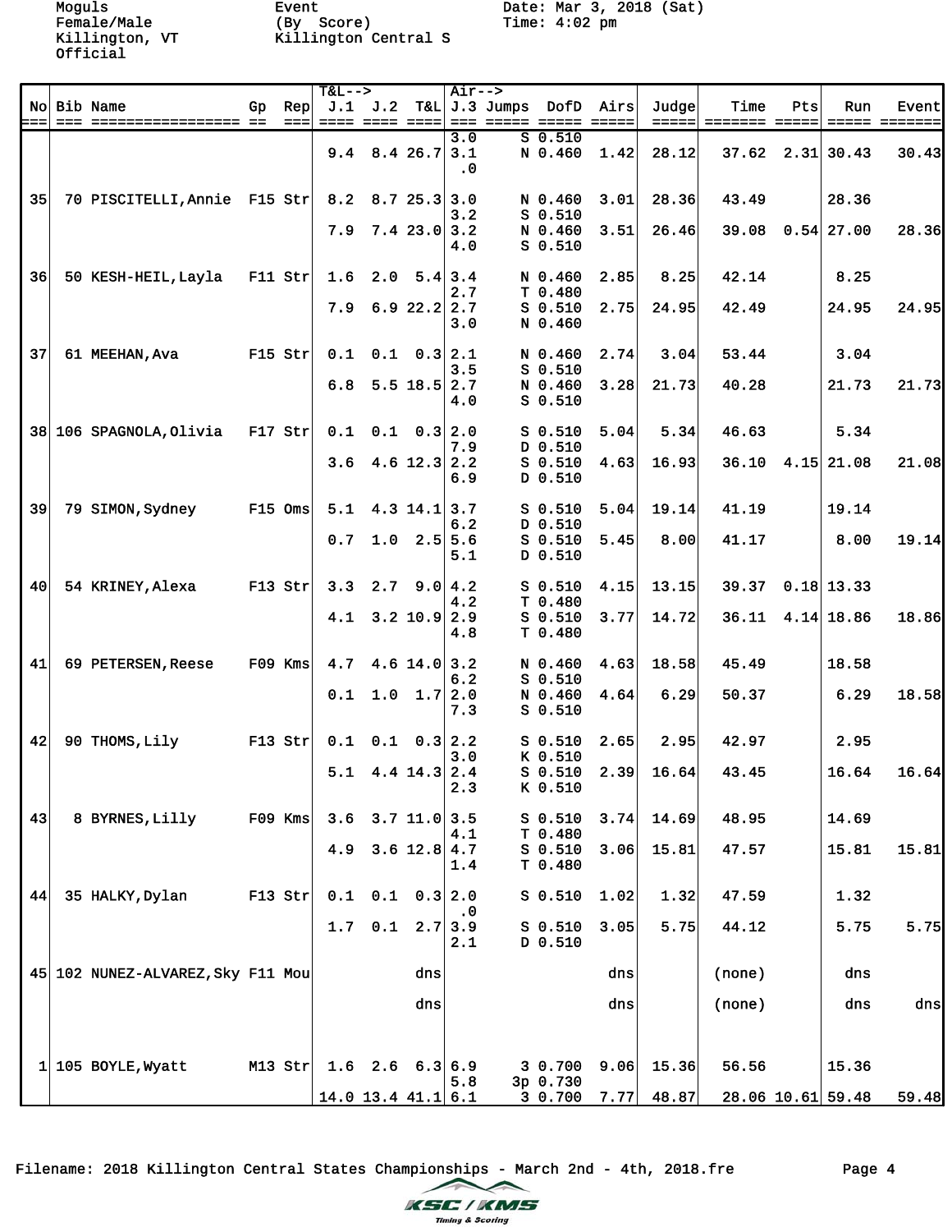Moguls
Female/Male
Killington, VT
Official

Event
(By Score)
Killington Central S

Date: Mar 3, 2018 (Sat)
Time: 4:02 pm

| No | Bib | Name | Gp | Rep | T&L--> J.1 | J.2 | T&L | Air--> J.3 | Jumps | DofD | Airs | Judge | Time | Pts | Run | Event |
|---|---|---|---|---|---|---|---|---|---|---|---|---|---|---|---|---|
| | | | | | | | | 3.0 | S | 0.510 | | | | | | |
| | | | | | 9.4 | 8.4 | 26.7 | 3.1 | N | 0.460 | 1.42 | 28.12 | 37.62 | 2.31 | 30.43 | 30.43 |
| | | | | | | | | .0 | | | | | | | | |
| 35 | 70 | PISCITELLI,Annie | F15 | Str | 8.2 | 8.7 | 25.3 | 3.0 | N | 0.460 | 3.01 | 28.36 | 43.49 | | 28.36 | |
| | | | | | | | | 3.2 | S | 0.510 | | | | | | |
| | | | | | 7.9 | 7.4 | 23.0 | 3.2 | N | 0.460 | 3.51 | 26.46 | 39.08 | 0.54 | 27.00 | 28.36 |
| | | | | | | | | 4.0 | S | 0.510 | | | | | | |
| 36 | 50 | KESH-HEIL,Layla | F11 | Str | 1.6 | 2.0 | 5.4 | 3.4 | N | 0.460 | 2.85 | 8.25 | 42.14 | | 8.25 | |
| | | | | | | | | 2.7 | T | 0.480 | | | | | | |
| | | | | | 7.9 | 6.9 | 22.2 | 2.7 | S | 0.510 | 2.75 | 24.95 | 42.49 | | 24.95 | 24.95 |
| | | | | | | | | 3.0 | N | 0.460 | | | | | | |
| 37 | 61 | MEEHAN,Ava | F15 | Str | 0.1 | 0.1 | 0.3 | 2.1 | N | 0.460 | 2.74 | 3.04 | 53.44 | | 3.04 | |
| | | | | | | | | 3.5 | S | 0.510 | | | | | | |
| | | | | | 6.8 | 5.5 | 18.5 | 2.7 | N | 0.460 | 3.28 | 21.73 | 40.28 | | 21.73 | 21.73 |
| | | | | | | | | 4.0 | S | 0.510 | | | | | | |
| 38 | 106 | SPAGNOLA,Olivia | F17 | Str | 0.1 | 0.1 | 0.3 | 2.0 | S | 0.510 | 5.04 | 5.34 | 46.63 | | 5.34 | |
| | | | | | | | | 7.9 | D | 0.510 | | | | | | |
| | | | | | 3.6 | 4.6 | 12.3 | 2.2 | S | 0.510 | 4.63 | 16.93 | 36.10 | 4.15 | 21.08 | 21.08 |
| | | | | | | | | 6.9 | D | 0.510 | | | | | | |
| 39 | 79 | SIMON,Sydney | F15 | Oms | 5.1 | 4.3 | 14.1 | 3.7 | S | 0.510 | 5.04 | 19.14 | 41.19 | | 19.14 | |
| | | | | | | | | 6.2 | D | 0.510 | | | | | | |
| | | | | | 0.7 | 1.0 | 2.5 | 5.6 | S | 0.510 | 5.45 | 8.00 | 41.17 | | 8.00 | 19.14 |
| | | | | | | | | 5.1 | D | 0.510 | | | | | | |
| 40 | 54 | KRINEY,Alexa | F13 | Str | 3.3 | 2.7 | 9.0 | 4.2 | S | 0.510 | 4.15 | 13.15 | 39.37 | 0.18 | 13.33 | |
| | | | | | | | | 4.2 | T | 0.480 | | | | | | |
| | | | | | 4.1 | 3.2 | 10.9 | 2.9 | S | 0.510 | 3.77 | 14.72 | 36.11 | 4.14 | 18.86 | 18.86 |
| | | | | | | | | 4.8 | T | 0.480 | | | | | | |
| 41 | 69 | PETERSEN,Reese | F09 | Kms | 4.7 | 4.6 | 14.0 | 3.2 | N | 0.460 | 4.63 | 18.58 | 45.49 | | 18.58 | |
| | | | | | | | | 6.2 | S | 0.510 | | | | | | |
| | | | | | 0.1 | 1.0 | 1.7 | 2.0 | N | 0.460 | 4.64 | 6.29 | 50.37 | | 6.29 | 18.58 |
| | | | | | | | | 7.3 | S | 0.510 | | | | | | |
| 42 | 90 | THOMS,Lily | F13 | Str | 0.1 | 0.1 | 0.3 | 2.2 | S | 0.510 | 2.65 | 2.95 | 42.97 | | 2.95 | |
| | | | | | | | | 3.0 | K | 0.510 | | | | | | |
| | | | | | 5.1 | 4.4 | 14.3 | 2.4 | S | 0.510 | 2.39 | 16.64 | 43.45 | | 16.64 | 16.64 |
| | | | | | | | | 2.3 | K | 0.510 | | | | | | |
| 43 | 8 | BYRNES,Lilly | F09 | Kms | 3.6 | 3.7 | 11.0 | 3.5 | S | 0.510 | 3.74 | 14.69 | 48.95 | | 14.69 | |
| | | | | | | | | 4.1 | T | 0.480 | | | | | | |
| | | | | | 4.9 | 3.6 | 12.8 | 4.7 | S | 0.510 | 3.06 | 15.81 | 47.57 | | 15.81 | 15.81 |
| | | | | | | | | 1.4 | T | 0.480 | | | | | | |
| 44 | 35 | HALKY,Dylan | F13 | Str | 0.1 | 0.1 | 0.3 | 2.0 | S | 0.510 | 1.02 | 1.32 | 47.59 | | 1.32 | |
| | | | | | | | | .0 | | | | | | | | |
| | | | | | 1.7 | 0.1 | 2.7 | 3.9 | S | 0.510 | 3.05 | 5.75 | 44.12 | | 5.75 | 5.75 |
| | | | | | | | | 2.1 | D | 0.510 | | | | | | |
| 45 | 102 | NUNEZ-ALVAREZ,Sky | F11 | Mou | | | dns | | | | dns | | (none) | | dns | |
| | | | | | | | dns | | | | dns | | (none) | | dns | dns |
| 1 | 105 | BOYLE,Wyatt | M13 | Str | 1.6 | 2.6 | 6.3 | 6.9 | 3 | 0.700 | 9.06 | 15.36 | 56.56 | | 15.36 | |
| | | | | | | | | 5.8 | 3p | 0.730 | | | | | | |
| | | | | | 14.0 | 13.4 | 41.1 | 6.1 | 3 | 0.700 | 7.77 | 48.87 | 28.06 | 10.61 | 59.48 | 59.48 |

Filename: 2018 Killington Central States Championships - March 2nd - 4th, 2018.fre

KSC / KMS Timing & Scoring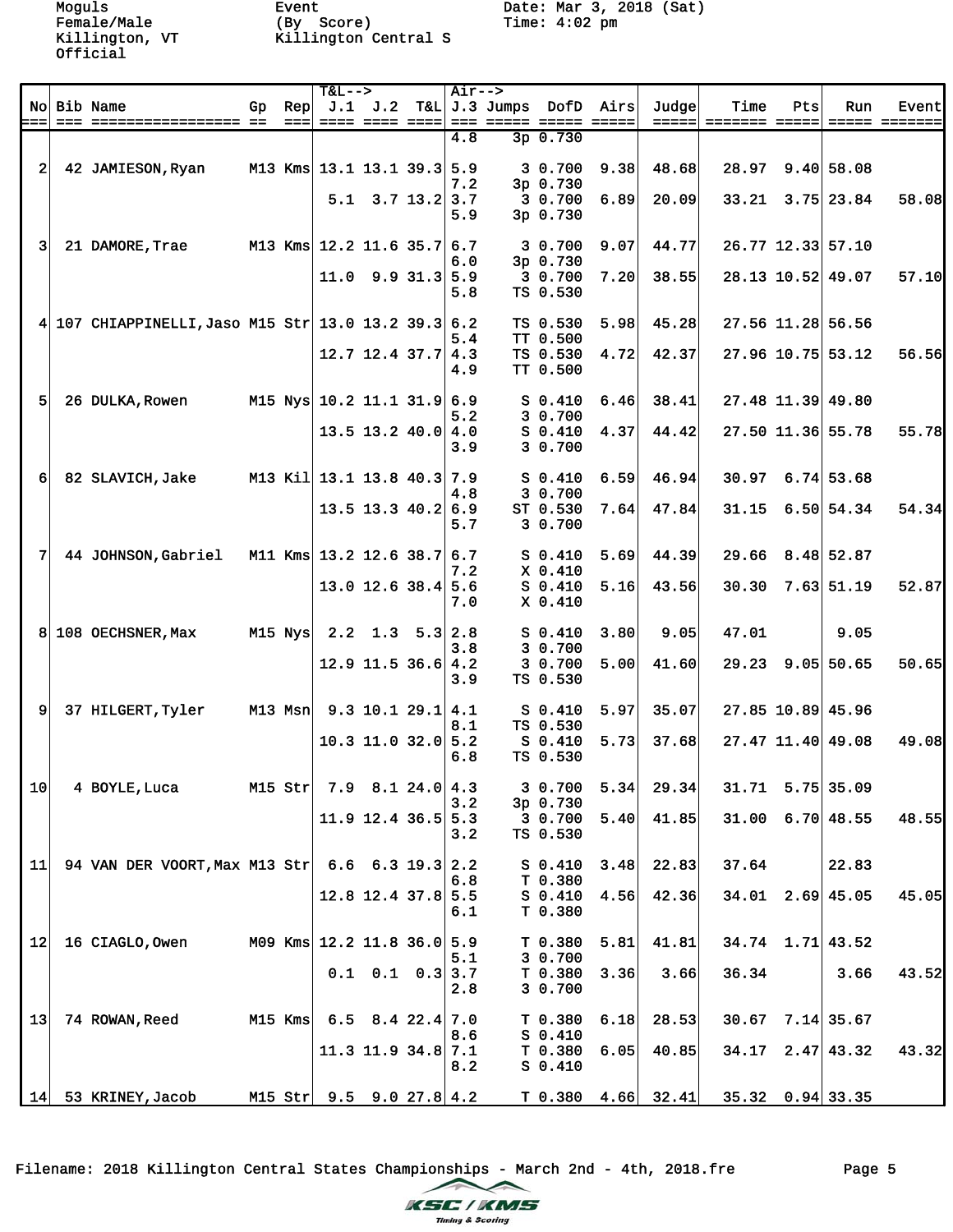Moguls
Female/Male
Killington, VT
Official

Event
(By Score)
Killington Central S

Date: Mar 3, 2018 (Sat)
Time: 4:02 pm

| No | Bib | Name | Gp | Rep | T&L--> J.1 | J.2 | T&L | Air--> J.3 | Jumps | DofD | Airs | Judge | Time | Pts | Run | Event |
|---|---|---|---|---|---|---|---|---|---|---|---|---|---|---|---|---|
| | | | | | | | | 4.8 | 3p | 0.730 | | | | | | |
| 2 | 42 | JAMIESON,Ryan | M13 | Kms | 13.1 | 13.1 | 39.3 | 5.9 | 3 | 0.700 | 9.38 | 48.68 | 28.97 | 9.40 | 58.08 | |
| | | | | | | | | 7.2 | 3p | 0.730 | | | | | | |
| | | | | | 5.1 | 3.7 | 13.2 | 3.7 | 3 | 0.700 | 6.89 | 20.09 | 33.21 | 3.75 | 23.84 | 58.08 |
| | | | | | | | | 5.9 | 3p | 0.730 | | | | | | |
| 3 | 21 | DAMORE,Trae | M13 | Kms | 12.2 | 11.6 | 35.7 | 6.7 | 3 | 0.700 | 9.07 | 44.77 | 26.77 | 12.33 | 57.10 | |
| | | | | | | | | 6.0 | 3p | 0.730 | | | | | | |
| | | | | | 11.0 | 9.9 | 31.3 | 5.9 | 3 | 0.700 | 7.20 | 38.55 | 28.13 | 10.52 | 49.07 | 57.10 |
| | | | | | | | | 5.8 | TS | 0.530 | | | | | | |
| 4 | 107 | CHIAPPINELLI,Jaso | M15 | Str | 13.0 | 13.2 | 39.3 | 6.2 | TS | 0.530 | 5.98 | 45.28 | 27.56 | 11.28 | 56.56 | |
| | | | | | | | | 5.4 | TT | 0.500 | | | | | | |
| | | | | | 12.7 | 12.4 | 37.7 | 4.3 | TS | 0.530 | 4.72 | 42.37 | 27.96 | 10.75 | 53.12 | 56.56 |
| | | | | | | | | 4.9 | TT | 0.500 | | | | | | |
| 5 | 26 | DULKA,Rowen | M15 | Nys | 10.2 | 11.1 | 31.9 | 6.9 | S | 0.410 | 6.46 | 38.41 | 27.48 | 11.39 | 49.80 | |
| | | | | | | | | 5.2 | 3 | 0.700 | | | | | | |
| | | | | | 13.5 | 13.2 | 40.0 | 4.0 | S | 0.410 | 4.37 | 44.42 | 27.50 | 11.36 | 55.78 | 55.78 |
| | | | | | | | | 3.9 | 3 | 0.700 | | | | | | |
| 6 | 82 | SLAVICH,Jake | M13 | Kil | 13.1 | 13.8 | 40.3 | 7.9 | S | 0.410 | 6.59 | 46.94 | 30.97 | 6.74 | 53.68 | |
| | | | | | | | | 4.8 | 3 | 0.700 | | | | | | |
| | | | | | 13.5 | 13.3 | 40.2 | 6.9 | ST | 0.530 | 7.64 | 47.84 | 31.15 | 6.50 | 54.34 | 54.34 |
| | | | | | | | | 5.7 | 3 | 0.700 | | | | | | |
| 7 | 44 | JOHNSON,Gabriel | M11 | Kms | 13.2 | 12.6 | 38.7 | 6.7 | S | 0.410 | 5.69 | 44.39 | 29.66 | 8.48 | 52.87 | |
| | | | | | | | | 7.2 | X | 0.410 | | | | | | |
| | | | | | 13.0 | 12.6 | 38.4 | 5.6 | S | 0.410 | 5.16 | 43.56 | 30.30 | 7.63 | 51.19 | 52.87 |
| | | | | | | | | 7.0 | X | 0.410 | | | | | | |
| 8 | 108 | OECHSNER,Max | M15 | Nys | 2.2 | 1.3 | 5.3 | 2.8 | S | 0.410 | 3.80 | 9.05 | 47.01 | | 9.05 | |
| | | | | | | | | 3.8 | 3 | 0.700 | | | | | | |
| | | | | | 12.9 | 11.5 | 36.6 | 4.2 | 3 | 0.700 | 5.00 | 41.60 | 29.23 | 9.05 | 50.65 | 50.65 |
| | | | | | | | | 3.9 | TS | 0.530 | | | | | | |
| 9 | 37 | HILGERT,Tyler | M13 | Msn | 9.3 | 10.1 | 29.1 | 4.1 | S | 0.410 | 5.97 | 35.07 | 27.85 | 10.89 | 45.96 | |
| | | | | | | | | 8.1 | TS | 0.530 | | | | | | |
| | | | | | 10.3 | 11.0 | 32.0 | 5.2 | S | 0.410 | 5.73 | 37.68 | 27.47 | 11.40 | 49.08 | 49.08 |
| | | | | | | | | 6.8 | TS | 0.530 | | | | | | |
| 10 | 4 | BOYLE,Luca | M15 | Str | 7.9 | 8.1 | 24.0 | 4.3 | 3 | 0.700 | 5.34 | 29.34 | 31.71 | 5.75 | 35.09 | |
| | | | | | | | | 3.2 | 3p | 0.730 | | | | | | |
| | | | | | 11.9 | 12.4 | 36.5 | 5.3 | 3 | 0.700 | 5.40 | 41.85 | 31.00 | 6.70 | 48.55 | 48.55 |
| | | | | | | | | 3.2 | TS | 0.530 | | | | | | |
| 11 | 94 | VAN DER VOORT,Max | M13 | Str | 6.6 | 6.3 | 19.3 | 2.2 | S | 0.410 | 3.48 | 22.83 | 37.64 | | 22.83 | |
| | | | | | | | | 6.8 | T | 0.380 | | | | | | |
| | | | | | 12.8 | 12.4 | 37.8 | 5.5 | S | 0.410 | 4.56 | 42.36 | 34.01 | 2.69 | 45.05 | 45.05 |
| | | | | | | | | 6.1 | T | 0.380 | | | | | | |
| 12 | 16 | CIAGLO,Owen | M09 | Kms | 12.2 | 11.8 | 36.0 | 5.9 | T | 0.380 | 5.81 | 41.81 | 34.74 | 1.71 | 43.52 | |
| | | | | | | | | 5.1 | 3 | 0.700 | | | | | | |
| | | | | | 0.1 | 0.1 | 0.3 | 3.7 | T | 0.380 | 3.36 | 3.66 | 36.34 | | 3.66 | 43.52 |
| | | | | | | | | 2.8 | 3 | 0.700 | | | | | | |
| 13 | 74 | ROWAN,Reed | M15 | Kms | 6.5 | 8.4 | 22.4 | 7.0 | T | 0.380 | 6.18 | 28.53 | 30.67 | 7.14 | 35.67 | |
| | | | | | | | | 8.6 | S | 0.410 | | | | | | |
| | | | | | 11.3 | 11.9 | 34.8 | 7.1 | T | 0.380 | 6.05 | 40.85 | 34.17 | 2.47 | 43.32 | 43.32 |
| | | | | | | | | 8.2 | S | 0.410 | | | | | | |
| 14 | 53 | KRINEY,Jacob | M15 | Str | 9.5 | 9.0 | 27.8 | 4.2 | T | 0.380 | 4.66 | 32.41 | 35.32 | 0.94 | 33.35 | |

Filename: 2018 Killington Central States Championships - March 2nd - 4th, 2018.fre

KSC / KMS Timing & Scoring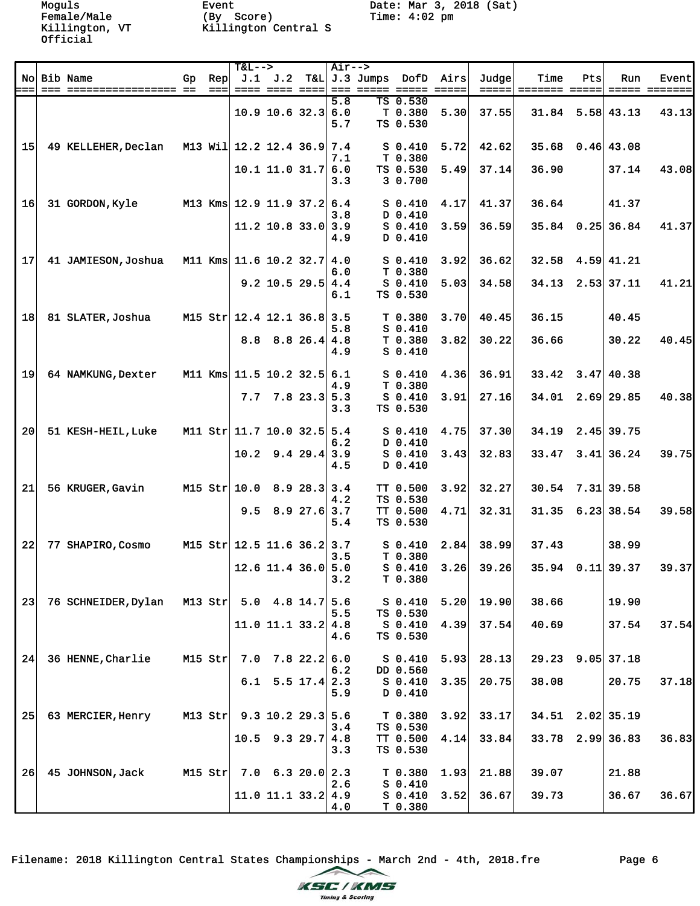Moguls
Female/Male
Killington, VT
Official

Event
(By Score)
Killington Central S

Date: Mar 3, 2018 (Sat)
Time: 4:02 pm

| No | Bib | Name | Gp | Rep | T&L--> J.1 | J.2 | T&L | Air--> J.3 | Jumps | DofD | Airs | Judge | Time | Pts | Run | Event |
|---|---|---|---|---|---|---|---|---|---|---|---|---|---|---|---|---|
| | | | | | | | | 5.8 | TS | 0.530 | | | | | | |
| | | | | | 10.9 | 10.6 | 32.3 | 6.0 | T | 0.380 | 5.30 | 37.55 | 31.84 | 5.58 | 43.13 | 43.13 |
| | | | | | | | | 5.7 | TS | 0.530 | | | | | | |
| 15 | 49 | KELLEHER,Declan | M13 | Wil | 12.2 | 12.4 | 36.9 | 7.4 | S | 0.410 | 5.72 | 42.62 | 35.68 | 0.46 | 43.08 | |
| | | | | | | | | 7.1 | T | 0.380 | | | | | | |
| | | | | | 10.1 | 11.0 | 31.7 | 6.0 | TS | 0.530 | 5.49 | 37.14 | 36.90 | | 37.14 | 43.08 |
| | | | | | | | | 3.3 | 3 | 0.700 | | | | | | |
| 16 | 31 | GORDON,Kyle | M13 | Kms | 12.9 | 11.9 | 37.2 | 6.4 | S | 0.410 | 4.17 | 41.37 | 36.64 | | 41.37 | |
| | | | | | | | | 3.8 | D | 0.410 | | | | | | |
| | | | | | 11.2 | 10.8 | 33.0 | 3.9 | S | 0.410 | 3.59 | 36.59 | 35.84 | 0.25 | 36.84 | 41.37 |
| | | | | | | | | 4.9 | D | 0.410 | | | | | | |
| 17 | 41 | JAMIESON,Joshua | M11 | Kms | 11.6 | 10.2 | 32.7 | 4.0 | S | 0.410 | 3.92 | 36.62 | 32.58 | 4.59 | 41.21 | |
| | | | | | | | | 6.0 | T | 0.380 | | | | | | |
| | | | | | 9.2 | 10.5 | 29.5 | 4.4 | S | 0.410 | 5.03 | 34.58 | 34.13 | 2.53 | 37.11 | 41.21 |
| | | | | | | | | 6.1 | TS | 0.530 | | | | | | |
| 18 | 81 | SLATER,Joshua | M15 | Str | 12.4 | 12.1 | 36.8 | 3.5 | T | 0.380 | 3.70 | 40.45 | 36.15 | | 40.45 | |
| | | | | | | | | 5.8 | S | 0.410 | | | | | | |
| | | | | | 8.8 | 8.8 | 26.4 | 4.8 | T | 0.380 | 3.82 | 30.22 | 36.66 | | 30.22 | 40.45 |
| | | | | | | | | 4.9 | S | 0.410 | | | | | | |
| 19 | 64 | NAMKUNG,Dexter | M11 | Kms | 11.5 | 10.2 | 32.5 | 6.1 | S | 0.410 | 4.36 | 36.91 | 33.42 | 3.47 | 40.38 | |
| | | | | | | | | 4.9 | T | 0.380 | | | | | | |
| | | | | | 7.7 | 7.8 | 23.3 | 5.3 | S | 0.410 | 3.91 | 27.16 | 34.01 | 2.69 | 29.85 | 40.38 |
| | | | | | | | | 3.3 | TS | 0.530 | | | | | | |
| 20 | 51 | KESH-HEIL,Luke | M11 | Str | 11.7 | 10.0 | 32.5 | 5.4 | S | 0.410 | 4.75 | 37.30 | 34.19 | 2.45 | 39.75 | |
| | | | | | | | | 6.2 | D | 0.410 | | | | | | |
| | | | | | 10.2 | 9.4 | 29.4 | 3.9 | S | 0.410 | 3.43 | 32.83 | 33.47 | 3.41 | 36.24 | 39.75 |
| | | | | | | | | 4.5 | D | 0.410 | | | | | | |
| 21 | 56 | KRUGER,Gavin | M15 | Str | 10.0 | 8.9 | 28.3 | 3.4 | TT | 0.500 | 3.92 | 32.27 | 30.54 | 7.31 | 39.58 | |
| | | | | | | | | 4.2 | TS | 0.530 | | | | | | |
| | | | | | 9.5 | 8.9 | 27.6 | 3.7 | TT | 0.500 | 4.71 | 32.31 | 31.35 | 6.23 | 38.54 | 39.58 |
| | | | | | | | | 5.4 | TS | 0.530 | | | | | | |
| 22 | 77 | SHAPIRO,Cosmo | M15 | Str | 12.5 | 11.6 | 36.2 | 3.7 | S | 0.410 | 2.84 | 38.99 | 37.43 | | 38.99 | |
| | | | | | | | | 3.5 | T | 0.380 | | | | | | |
| | | | | | 12.6 | 11.4 | 36.0 | 5.0 | S | 0.410 | 3.26 | 39.26 | 35.94 | 0.11 | 39.37 | 39.37 |
| | | | | | | | | 3.2 | T | 0.380 | | | | | | |
| 23 | 76 | SCHNEIDER,Dylan | M13 | Str | 5.0 | 4.8 | 14.7 | 5.6 | S | 0.410 | 5.20 | 19.90 | 38.66 | | 19.90 | |
| | | | | | | | | 5.5 | TS | 0.530 | | | | | | |
| | | | | | 11.0 | 11.1 | 33.2 | 4.8 | S | 0.410 | 4.39 | 37.54 | 40.69 | | 37.54 | 37.54 |
| | | | | | | | | 4.6 | TS | 0.530 | | | | | | |
| 24 | 36 | HENNE,Charlie | M15 | Str | 7.0 | 7.8 | 22.2 | 6.0 | S | 0.410 | 5.93 | 28.13 | 29.23 | 9.05 | 37.18 | |
| | | | | | | | | 6.2 | DD | 0.560 | | | | | | |
| | | | | | 6.1 | 5.5 | 17.4 | 2.3 | S | 0.410 | 3.35 | 20.75 | 38.08 | | 20.75 | 37.18 |
| | | | | | | | | 5.9 | D | 0.410 | | | | | | |
| 25 | 63 | MERCIER,Henry | M13 | Str | 9.3 | 10.2 | 29.3 | 5.6 | T | 0.380 | 3.92 | 33.17 | 34.51 | 2.02 | 35.19 | |
| | | | | | | | | 3.4 | TS | 0.530 | | | | | | |
| | | | | | 10.5 | 9.3 | 29.7 | 4.8 | TT | 0.500 | 4.14 | 33.84 | 33.78 | 2.99 | 36.83 | 36.83 |
| | | | | | | | | 3.3 | TS | 0.530 | | | | | | |
| 26 | 45 | JOHNSON,Jack | M15 | Str | 7.0 | 6.3 | 20.0 | 2.3 | T | 0.380 | 1.93 | 21.88 | 39.07 | | 21.88 | |
| | | | | | | | | 2.6 | S | 0.410 | | | | | | |
| | | | | | 11.0 | 11.1 | 33.2 | 4.9 | S | 0.410 | 3.52 | 36.67 | 39.73 | | 36.67 | 36.67 |
| | | | | | | | | 4.0 | T | 0.380 | | | | | | |

Filename: 2018 Killington Central States Championships - March 2nd - 4th, 2018.fre

KSC / KMS Timing & Scoring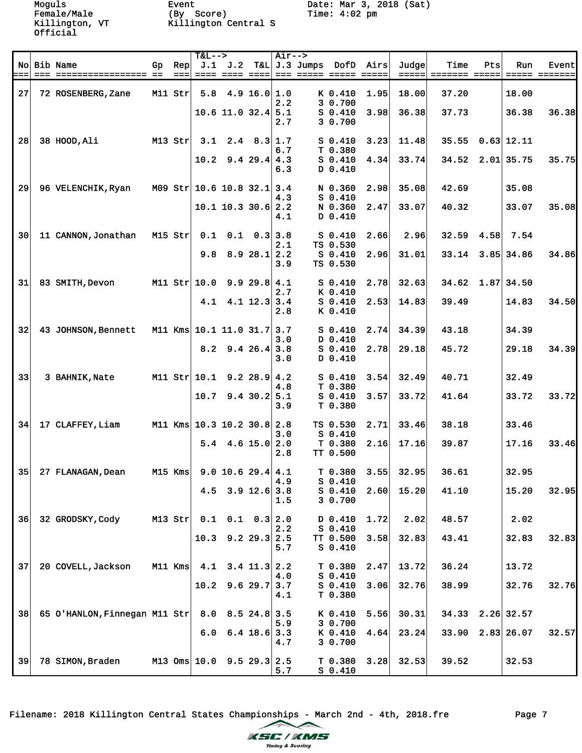Moguls
Female/Male
Killington, VT
Official

Event
(By Score)
Killington Central S

Date: Mar 3, 2018 (Sat)
Time: 4:02 pm

| No | Bib | Name | Gp | Rep | T&L--> J.1 | J.2 | T&L | Air--> J.3 | Jumps | DofD | Airs | Judge | Time | Pts | Run | Event |
|---|---|---|---|---|---|---|---|---|---|---|---|---|---|---|---|---|
| 27 | 72 | ROSENBERG,Zane | M11 | Str | 5.8 | 4.9 | 16.0 | 1.0 | K | 0.410 | 1.95 | 18.00 | 37.20 | | 18.00 | |
| | | | | | | | | 2.2 | 3 | 0.700 | | | | | | |
| | | | | | 10.6 | 11.0 | 32.4 | 5.1 | S | 0.410 | 3.98 | 36.38 | 37.73 | | 36.38 | 36.38 |
| | | | | | | | | 2.7 | 3 | 0.700 | | | | | | |
| 28 | 38 | HOOD,Ali | M13 | Str | 3.1 | 2.4 | 8.3 | 1.7 | S | 0.410 | 3.23 | 11.48 | 35.55 | 0.63 | 12.11 | |
| | | | | | | | | 6.7 | T | 0.380 | | | | | | |
| | | | | | 10.2 | 9.4 | 29.4 | 4.3 | S | 0.410 | 4.34 | 33.74 | 34.52 | 2.01 | 35.75 | 35.75 |
| | | | | | | | | 6.3 | D | 0.410 | | | | | | |
| 29 | 96 | VELENCHIK,Ryan | M09 | Str | 10.6 | 10.8 | 32.1 | 3.4 | N | 0.360 | 2.98 | 35.08 | 42.69 | | 35.08 | |
| | | | | | | | | 4.3 | S | 0.410 | | | | | | |
| | | | | | 10.1 | 10.3 | 30.6 | 2.2 | N | 0.360 | 2.47 | 33.07 | 40.32 | | 33.07 | 35.08 |
| | | | | | | | | 4.1 | D | 0.410 | | | | | | |
| 30 | 11 | CANNON,Jonathan | M15 | Str | 0.1 | 0.1 | 0.3 | 3.8 | S | 0.410 | 2.66 | 2.96 | 32.59 | 4.58 | 7.54 | |
| | | | | | | | | 2.1 | TS | 0.530 | | | | | | |
| | | | | | 9.8 | 8.9 | 28.1 | 2.2 | S | 0.410 | 2.96 | 31.01 | 33.14 | 3.85 | 34.86 | 34.86 |
| | | | | | | | | 3.9 | TS | 0.530 | | | | | | |
| 31 | 83 | SMITH,Devon | M11 | Str | 10.0 | 9.9 | 29.8 | 4.1 | S | 0.410 | 2.78 | 32.63 | 34.62 | 1.87 | 34.50 | |
| | | | | | | | | 2.7 | K | 0.410 | | | | | | |
| | | | | | 4.1 | 4.1 | 12.3 | 3.4 | S | 0.410 | 2.53 | 14.83 | 39.49 | | 14.83 | 34.50 |
| | | | | | | | | 2.8 | K | 0.410 | | | | | | |
| 32 | 43 | JOHNSON,Bennett | M11 | Kms | 10.1 | 11.0 | 31.7 | 3.7 | S | 0.410 | 2.74 | 34.39 | 43.18 | | 34.39 | |
| | | | | | | | | 3.0 | D | 0.410 | | | | | | |
| | | | | | 8.2 | 9.4 | 26.4 | 3.8 | S | 0.410 | 2.78 | 29.18 | 45.72 | | 29.18 | 34.39 |
| | | | | | | | | 3.0 | D | 0.410 | | | | | | |
| 33 | 3 | BAHNIK,Nate | M11 | Str | 10.1 | 9.2 | 28.9 | 4.2 | S | 0.410 | 3.54 | 32.49 | 40.71 | | 32.49 | |
| | | | | | | | | 4.8 | T | 0.380 | | | | | | |
| | | | | | 10.7 | 9.4 | 30.2 | 5.1 | S | 0.410 | 3.57 | 33.72 | 41.64 | | 33.72 | 33.72 |
| | | | | | | | | 3.9 | T | 0.380 | | | | | | |
| 34 | 17 | CLAFFEY,Liam | M11 | Kms | 10.3 | 10.2 | 30.8 | 2.8 | TS | 0.530 | 2.71 | 33.46 | 38.18 | | 33.46 | |
| | | | | | | | | 3.0 | S | 0.410 | | | | | | |
| | | | | | 5.4 | 4.6 | 15.0 | 2.0 | T | 0.380 | 2.16 | 17.16 | 39.87 | | 17.16 | 33.46 |
| | | | | | | | | 2.8 | TT | 0.500 | | | | | | |
| 35 | 27 | FLANAGAN,Dean | M15 | Kms | 9.0 | 10.6 | 29.4 | 4.1 | T | 0.380 | 3.55 | 32.95 | 36.61 | | 32.95 | |
| | | | | | | | | 4.9 | S | 0.410 | | | | | | |
| | | | | | 4.5 | 3.9 | 12.6 | 3.8 | S | 0.410 | 2.60 | 15.20 | 41.10 | | 15.20 | 32.95 |
| | | | | | | | | 1.5 | 3 | 0.700 | | | | | | |
| 36 | 32 | GRODSKY,Cody | M13 | Str | 0.1 | 0.1 | 0.3 | 2.0 | D | 0.410 | 1.72 | 2.02 | 48.57 | | 2.02 | |
| | | | | | | | | 2.2 | S | 0.410 | | | | | | |
| | | | | | 10.3 | 9.2 | 29.3 | 2.5 | TT | 0.500 | 3.58 | 32.83 | 43.41 | | 32.83 | 32.83 |
| | | | | | | | | 5.7 | S | 0.410 | | | | | | |
| 37 | 20 | COVELL,Jackson | M11 | Kms | 4.1 | 3.4 | 11.3 | 2.2 | T | 0.380 | 2.47 | 13.72 | 36.24 | | 13.72 | |
| | | | | | | | | 4.0 | S | 0.410 | | | | | | |
| | | | | | 10.2 | 9.6 | 29.7 | 3.7 | S | 0.410 | 3.06 | 32.76 | 38.99 | | 32.76 | 32.76 |
| | | | | | | | | 4.1 | T | 0.380 | | | | | | |
| 38 | 65 | O'HANLON,Finnegan | M11 | Str | 8.0 | 8.5 | 24.8 | 3.5 | K | 0.410 | 5.56 | 30.31 | 34.33 | 2.26 | 32.57 | |
| | | | | | | | | 5.9 | 3 | 0.700 | | | | | | |
| | | | | | 6.0 | 6.4 | 18.6 | 3.3 | K | 0.410 | 4.64 | 23.24 | 33.90 | 2.83 | 26.07 | 32.57 |
| | | | | | | | | 4.7 | 3 | 0.700 | | | | | | |
| 39 | 78 | SIMON,Braden | M13 | Oms | 10.0 | 9.5 | 29.3 | 2.5 | T | 0.380 | 3.28 | 32.53 | 39.52 | | 32.53 | |
| | | | | | | | | 5.7 | S | 0.410 | | | | | | |

Filename: 2018 Killington Central States Championships - March 2nd - 4th, 2018.fre

KSC / KMS Timing & Scoring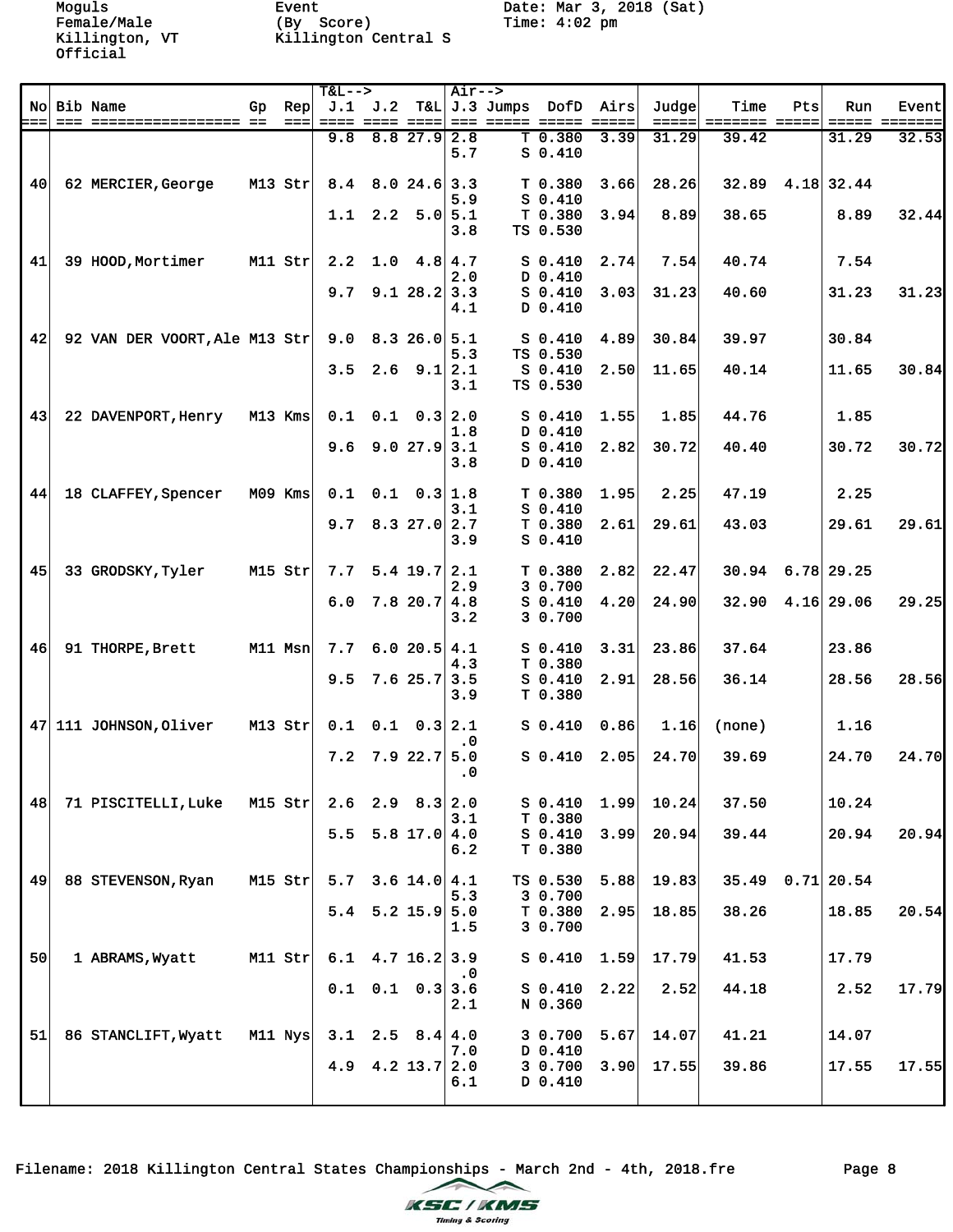Moguls
Female/Male
Killington, VT
Official

Event
(By Score)
Killington Central S

Date: Mar 3, 2018 (Sat)
Time: 4:02 pm

| No | Bib | Name | Gp | Rep | J.1 | J.2 | T&L | J.3 | Jumps | DofD | Airs | Judge | Time | Pts | Run | Event |
|---|---|---|---|---|---|---|---|---|---|---|---|---|---|---|---|---|
| | | | | | 9.8 | 8.8 | 27.9 | 2.8 | T | 0.380 | 3.39 | 31.29 | 39.42 | | 31.29 | 32.53 |
| | | | | | | | | 5.7 | S | 0.410 | | | | | | |
| 40 | 62 | MERCIER,George | M13 | Str | 8.4 | 8.0 | 24.6 | 3.3 | T | 0.380 | 3.66 | 28.26 | 32.89 | 4.18 | 32.44 | |
| | | | | | | | | 5.9 | S | 0.410 | | | | | | |
| | | | | | 1.1 | 2.2 | 5.0 | 5.1 | T | 0.380 | 3.94 | 8.89 | 38.65 | | 8.89 | 32.44 |
| | | | | | | | | 3.8 | TS | 0.530 | | | | | | |
| 41 | 39 | HOOD,Mortimer | M11 | Str | 2.2 | 1.0 | 4.8 | 4.7 | S | 0.410 | 2.74 | 7.54 | 40.74 | | 7.54 | |
| | | | | | | | | 2.0 | D | 0.410 | | | | | | |
| | | | | | 9.7 | 9.1 | 28.2 | 3.3 | S | 0.410 | 3.03 | 31.23 | 40.60 | | 31.23 | 31.23 |
| | | | | | | | | 4.1 | D | 0.410 | | | | | | |
| 42 | 92 | VAN DER VOORT,Ale | M13 | Str | 9.0 | 8.3 | 26.0 | 5.1 | S | 0.410 | 4.89 | 30.84 | 39.97 | | 30.84 | |
| | | | | | | | | 5.3 | TS | 0.530 | | | | | | |
| | | | | | 3.5 | 2.6 | 9.1 | 2.1 | S | 0.410 | 2.50 | 11.65 | 40.14 | | 11.65 | 30.84 |
| | | | | | | | | 3.1 | TS | 0.530 | | | | | | |
| 43 | 22 | DAVENPORT,Henry | M13 | Kms | 0.1 | 0.1 | 0.3 | 2.0 | S | 0.410 | 1.55 | 1.85 | 44.76 | | 1.85 | |
| | | | | | | | | 1.8 | D | 0.410 | | | | | | |
| | | | | | 9.6 | 9.0 | 27.9 | 3.1 | S | 0.410 | 2.82 | 30.72 | 40.40 | | 30.72 | 30.72 |
| | | | | | | | | 3.8 | D | 0.410 | | | | | | |
| 44 | 18 | CLAFFEY,Spencer | M09 | Kms | 0.1 | 0.1 | 0.3 | 1.8 | T | 0.380 | 1.95 | 2.25 | 47.19 | | 2.25 | |
| | | | | | | | | 3.1 | S | 0.410 | | | | | | |
| | | | | | 9.7 | 8.3 | 27.0 | 2.7 | T | 0.380 | 2.61 | 29.61 | 43.03 | | 29.61 | 29.61 |
| | | | | | | | | 3.9 | S | 0.410 | | | | | | |
| 45 | 33 | GRODSKY,Tyler | M15 | Str | 7.7 | 5.4 | 19.7 | 2.1 | T | 0.380 | 2.82 | 22.47 | 30.94 | 6.78 | 29.25 | |
| | | | | | | | | 2.9 | 3 | 0.700 | | | | | | |
| | | | | | 6.0 | 7.8 | 20.7 | 4.8 | S | 0.410 | 4.20 | 24.90 | 32.90 | 4.16 | 29.06 | 29.25 |
| | | | | | | | | 3.2 | 3 | 0.700 | | | | | | |
| 46 | 91 | THORPE,Brett | M11 | Msn | 7.7 | 6.0 | 20.5 | 4.1 | S | 0.410 | 3.31 | 23.86 | 37.64 | | 23.86 | |
| | | | | | | | | 4.3 | T | 0.380 | | | | | | |
| | | | | | 9.5 | 7.6 | 25.7 | 3.5 | S | 0.410 | 2.91 | 28.56 | 36.14 | | 28.56 | 28.56 |
| | | | | | | | | 3.9 | T | 0.380 | | | | | | |
| 47 | 111 | JOHNSON,Oliver | M13 | Str | 0.1 | 0.1 | 0.3 | 2.1 | S | 0.410 | 0.86 | 1.16 | (none) | | 1.16 | |
| | | | | | | | | .0 | | | | | | | | |
| | | | | | 7.2 | 7.9 | 22.7 | 5.0 | S | 0.410 | 2.05 | 24.70 | 39.69 | | 24.70 | 24.70 |
| | | | | | | | | .0 | | | | | | | | |
| 48 | 71 | PISCITELLI,Luke | M15 | Str | 2.6 | 2.9 | 8.3 | 2.0 | S | 0.410 | 1.99 | 10.24 | 37.50 | | 10.24 | |
| | | | | | | | | 3.1 | T | 0.380 | | | | | | |
| | | | | | 5.5 | 5.8 | 17.0 | 4.0 | S | 0.410 | 3.99 | 20.94 | 39.44 | | 20.94 | 20.94 |
| | | | | | | | | 6.2 | T | 0.380 | | | | | | |
| 49 | 88 | STEVENSON,Ryan | M15 | Str | 5.7 | 3.6 | 14.0 | 4.1 | TS | 0.530 | 5.88 | 19.83 | 35.49 | 0.71 | 20.54 | |
| | | | | | | | | 5.3 | 3 | 0.700 | | | | | | |
| | | | | | 5.4 | 5.2 | 15.9 | 5.0 | T | 0.380 | 2.95 | 18.85 | 38.26 | | 18.85 | 20.54 |
| | | | | | | | | 1.5 | 3 | 0.700 | | | | | | |
| 50 | 1 | ABRAMS,Wyatt | M11 | Str | 6.1 | 4.7 | 16.2 | 3.9 | S | 0.410 | 1.59 | 17.79 | 41.53 | | 17.79 | |
| | | | | | | | | .0 | | | | | | | | |
| | | | | | 0.1 | 0.1 | 0.3 | 3.6 | S | 0.410 | 2.22 | 2.52 | 44.18 | | 2.52 | 17.79 |
| | | | | | | | | 2.1 | N | 0.360 | | | | | | |
| 51 | 86 | STANCLIFT,Wyatt | M11 | Nys | 3.1 | 2.5 | 8.4 | 4.0 | 3 | 0.700 | 5.67 | 14.07 | 41.21 | | 14.07 | |
| | | | | | | | | 7.0 | D | 0.410 | | | | | | |
| | | | | | 4.9 | 4.2 | 13.7 | 2.0 | 3 | 0.700 | 3.90 | 17.55 | 39.86 | | 17.55 | 17.55 |
| | | | | | | | | 6.1 | D | 0.410 | | | | | | |

Filename: 2018 Killington Central States Championships - March 2nd - 4th, 2018.fre

KSC / KMS Timing & Scoring